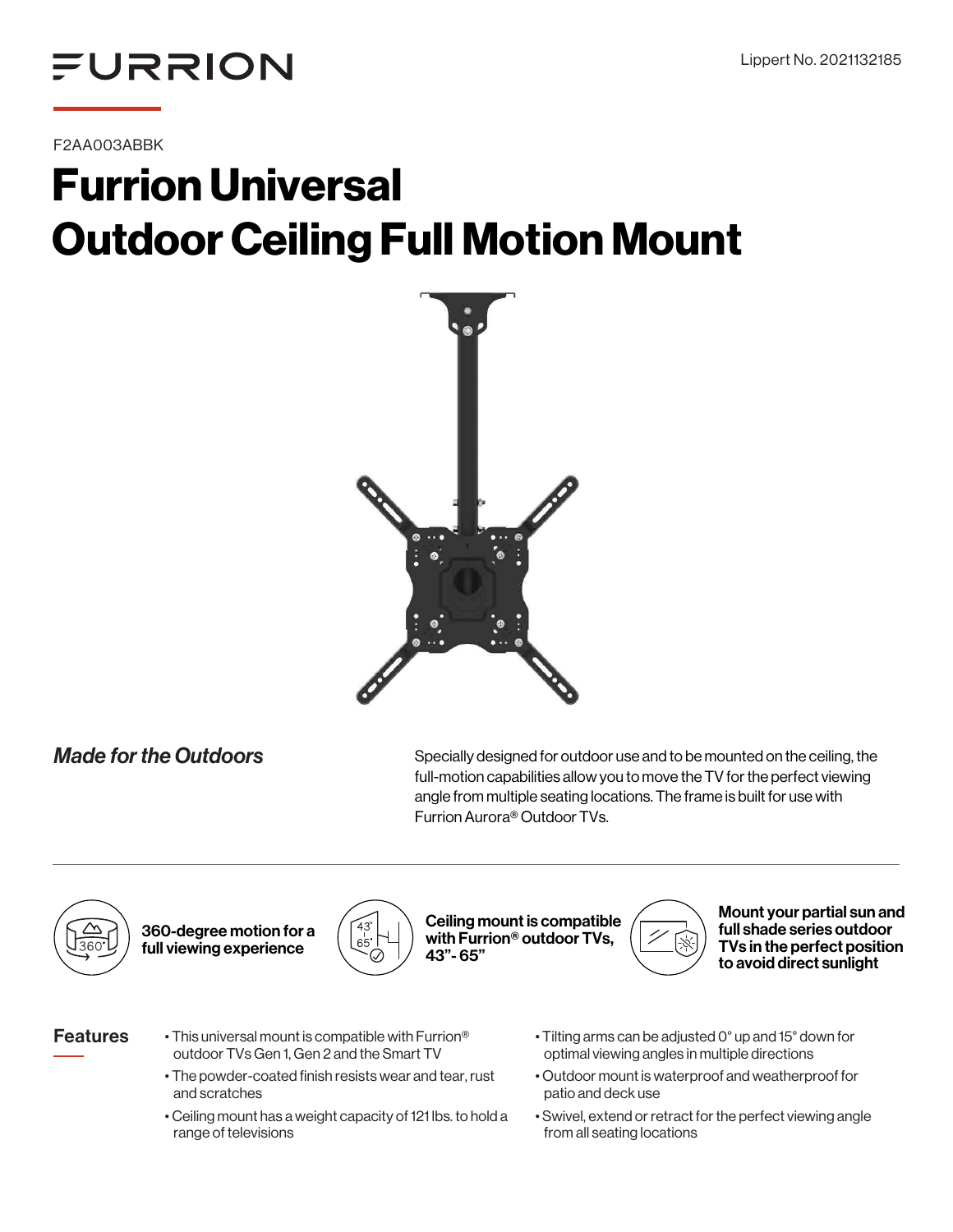FURRION

Lippert No. 2021132185

F2AA003ABBK

# Furrion Universal Outdoor Ceiling Full Motion Mount

## *Made for the Outdoors*

Specially designed for outdoor use and to be mounted on the ceiling, the full-motion capabilities allow you to move the TV for the perfect viewing angle from multiple seating locations. The frame is built for use with Furrion Aurora® Outdoor TVs.

**360-degree motion for a full viewing experience**

**Ceiling mount is compatible with Furrion® outdoor TVs, 43”- 65”**

**Mount your partial sun and full shade series outdoor TVs in the perfect position to avoid direct sunlight**

## Features

- This universal mount is compatible with Furrion® outdoor TVs Gen 1, Gen 2 and the Smart TV
- The powder-coated finish resists wear and tear, rust and scratches
- Ceiling mount has a weight capacity of 121 lbs. to hold a range of televisions
- Tilting arms can be adjusted 0° up and 15° down for optimal viewing angles in multiple directions
- Outdoor mount is waterproof and weatherproof for patio and deck use
- Swivel, extend or retract for the perfect viewing angle from all seating locations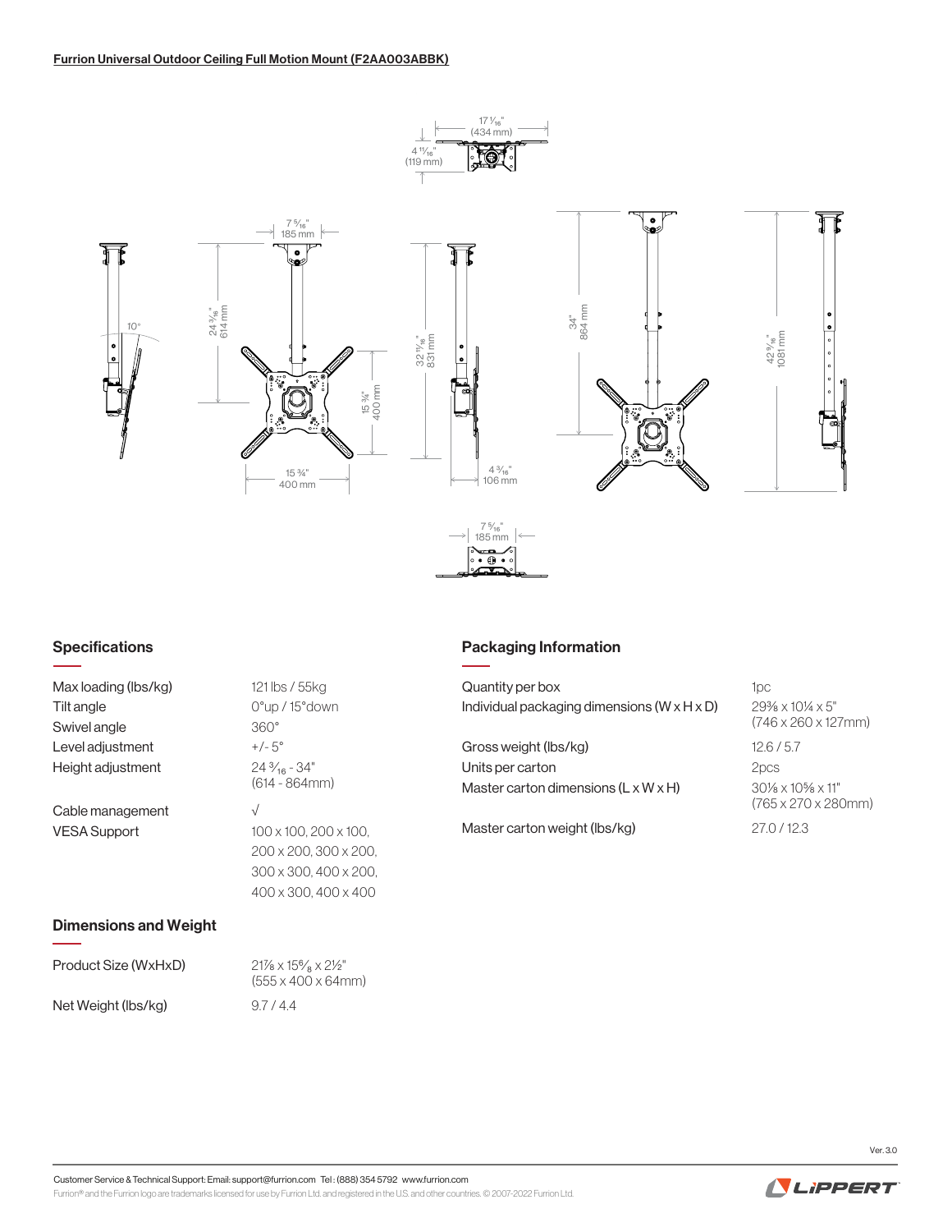**Furrion Universal Outdoor Ceiling Full Motion Mount (F2AA003ABBK)**

17 1/16"
(434 mm)

4 11/16"
(119 mm)

7 5/16"
185 mm

10°

24 3/16"
614 mm

15 3/4"
400 mm

15 3/4"
400 mm

32 11/16"
831 mm

4 3/16"
106 mm

34"
864 mm

42 9/16"
1081 mm

7 5/16"
185 mm

## Specifications

| | |
|---|---|
| Max loading (lbs/kg) | 121 lbs / 55kg |
| Tilt angle | 0°up / 15°down |
| Swivel angle | 360° |
| Level adjustment | +/- 5° |
| Height adjustment | 24 3/16 - 34" (614 - 864mm) |
| Cable management | √ |
| VESA Support | 100 x 100, 200 x 100, 200 x 200, 300 x 200, 300 x 300, 400 x 200, 400 x 300, 400 x 400 |

## Dimensions and Weight

| | |
|---|---|
| Product Size (WxHxD) | 21⅞ x 15⅝ x 2½" (555 x 400 x 64mm) |
| Net Weight (lbs/kg) | 9.7 / 4.4 |

## Packaging Information

| | |
|---|---|
| Quantity per box | 1pc |
| Individual packaging dimensions (W x H x D) | 29⅜ x 10¼ x 5" (746 x 260 x 127mm) |
| Gross weight (lbs/kg) | 12.6 / 5.7 |
| Units per carton | 2pcs |
| Master carton dimensions (L x W x H) | 30⅛ x 10⅝ x 11" (765 x 270 x 280mm) |
| Master carton weight (lbs/kg) | 27.0 / 12.3 |

Ver. 3.0

Customer Service & Technical Support: Email: support@furrion.com Tel : (888) 354 5792 www.furrion.com

Furrion® and the Furrion logo are trademarks licensed for use by Furrion Ltd. and registered in the U.S. and other countries. © 2007-2022 Furrion Ltd.

LIPPERT